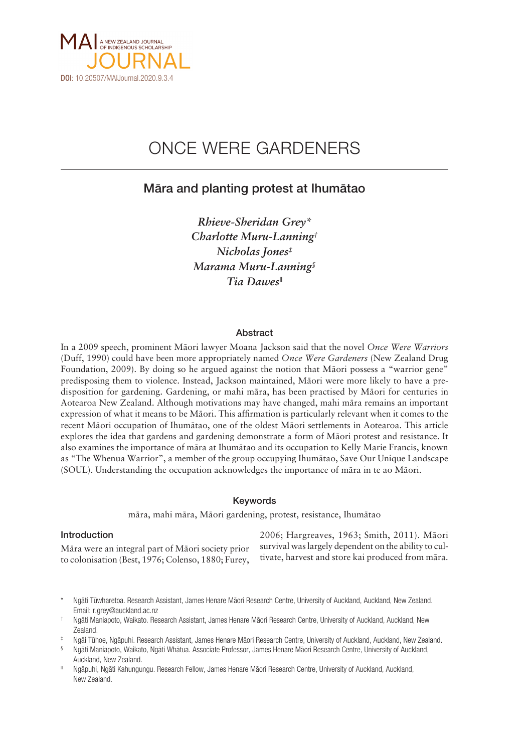MAI JOURNAL — A NEW ZEALAND JOURNAL OF INDIGENOUS SCHOLARSHIP

DOI: 10.20507/MAIJournal.2020.9.3.4

# ONCE WERE GARDENERS

## Māra and planting protest at Ihumātao

*Rhieve-Sheridan Grey*[*]
*Charlotte Muru-Lanning*[†]
*Nicholas Jones*[‡]
*Marama Muru-Lanning*[§]
*Tia Dawes*[‖]

### Abstract

In a 2009 speech, prominent Māori lawyer Moana Jackson said that the novel *Once Were Warriors* (Duff, 1990) could have been more appropriately named *Once Were Gardeners* (New Zealand Drug Foundation, 2009). By doing so he argued against the notion that Māori possess a "warrior gene" predisposing them to violence. Instead, Jackson maintained, Māori were more likely to have a predisposition for gardening. Gardening, or mahi māra, has been practised by Māori for centuries in Aotearoa New Zealand. Although motivations may have changed, mahi māra remains an important expression of what it means to be Māori. This affirmation is particularly relevant when it comes to the recent Māori occupation of Ihumātao, one of the oldest Māori settlements in Aotearoa. This article explores the idea that gardens and gardening demonstrate a form of Māori protest and resistance. It also examines the importance of māra at Ihumātao and its occupation to Kelly Marie Francis, known as "The Whenua Warrior", a member of the group occupying Ihumātao, Save Our Unique Landscape (SOUL). Understanding the occupation acknowledges the importance of māra in te ao Māori.

### Keywords

māra, mahi māra, Māori gardening, protest, resistance, Ihumātao

### Introduction

Māra were an integral part of Māori society prior to colonisation (Best, 1976; Colenso, 1880; Furey, 2006; Hargreaves, 1963; Smith, 2011). Māori survival was largely dependent on the ability to cultivate, harvest and store kai produced from māra.

---

[*] Ngāti Tūwharetoa. Research Assistant, James Henare Māori Research Centre, University of Auckland, Auckland, New Zealand. Email: r.grey@auckland.ac.nz

[†] Ngāti Maniapoto, Waikato. Research Assistant, James Henare Māori Research Centre, University of Auckland, Auckland, New Zealand.

[‡] Ngāi Tūhoe, Ngāpuhi. Research Assistant, James Henare Māori Research Centre, University of Auckland, Auckland, New Zealand.

[§] Ngāti Maniapoto, Waikato, Ngāti Whātua. Associate Professor, James Henare Māori Research Centre, University of Auckland, Auckland, New Zealand.

[‖] Ngāpuhi, Ngāti Kahungungu. Research Fellow, James Henare Māori Research Centre, University of Auckland, Auckland, New Zealand.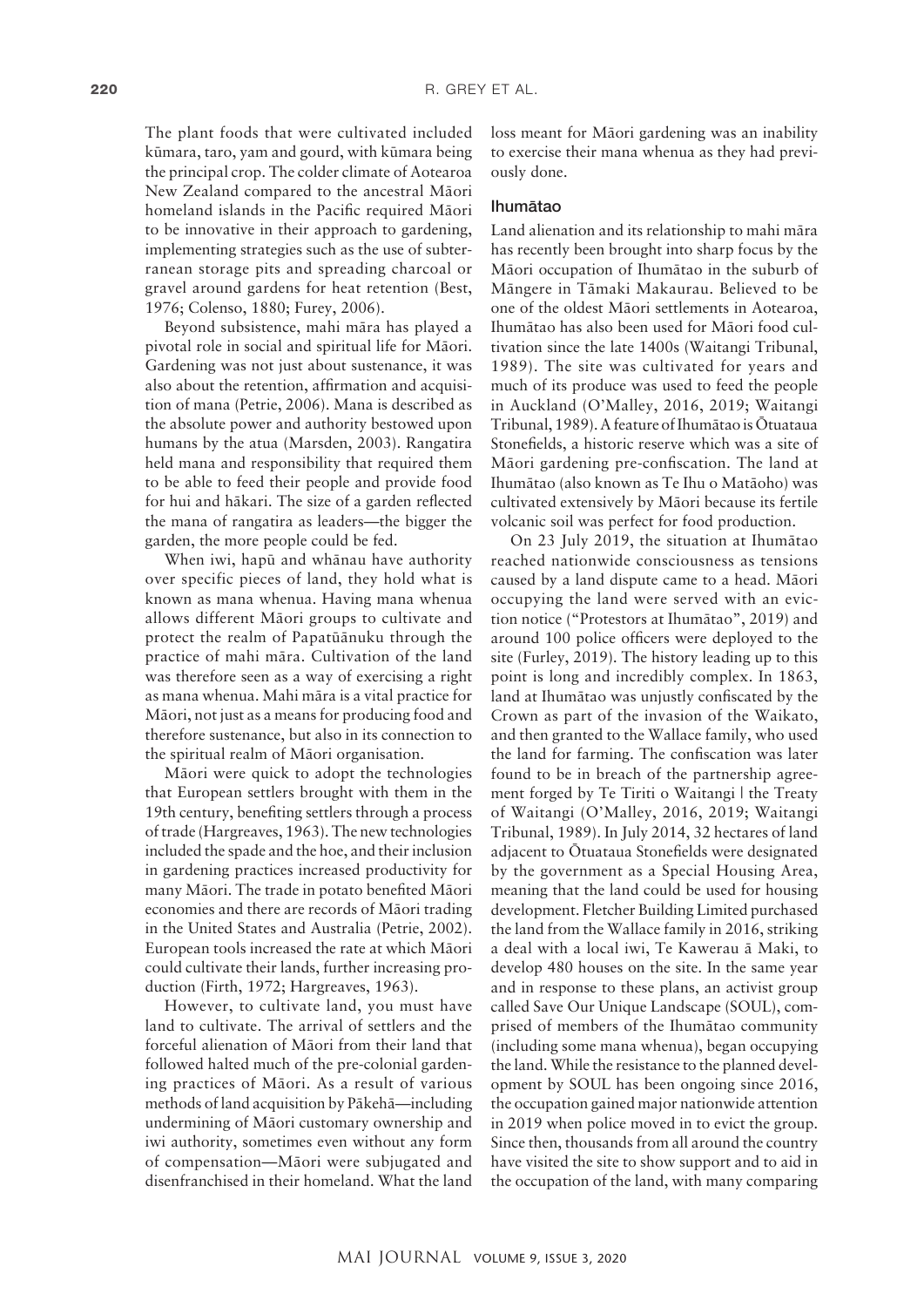The plant foods that were cultivated included kūmara, taro, yam and gourd, with kūmara being the principal crop. The colder climate of Aotearoa New Zealand compared to the ancestral Māori homeland islands in the Pacific required Māori to be innovative in their approach to gardening, implementing strategies such as the use of subterranean storage pits and spreading charcoal or gravel around gardens for heat retention (Best, 1976; Colenso, 1880; Furey, 2006).

Beyond subsistence, mahi māra has played a pivotal role in social and spiritual life for Māori. Gardening was not just about sustenance, it was also about the retention, affirmation and acquisition of mana (Petrie, 2006). Mana is described as the absolute power and authority bestowed upon humans by the atua (Marsden, 2003). Rangatira held mana and responsibility that required them to be able to feed their people and provide food for hui and hākari. The size of a garden reflected the mana of rangatira as leaders—the bigger the garden, the more people could be fed.

When iwi, hapū and whānau have authority over specific pieces of land, they hold what is known as mana whenua. Having mana whenua allows different Māori groups to cultivate and protect the realm of Papatūānuku through the practice of mahi māra. Cultivation of the land was therefore seen as a way of exercising a right as mana whenua. Mahi māra is a vital practice for Māori, not just as a means for producing food and therefore sustenance, but also in its connection to the spiritual realm of Māori organisation.

Māori were quick to adopt the technologies that European settlers brought with them in the 19th century, benefiting settlers through a process of trade (Hargreaves, 1963). The new technologies included the spade and the hoe, and their inclusion in gardening practices increased productivity for many Māori. The trade in potato benefited Māori economies and there are records of Māori trading in the United States and Australia (Petrie, 2002). European tools increased the rate at which Māori could cultivate their lands, further increasing production (Firth, 1972; Hargreaves, 1963).

However, to cultivate land, you must have land to cultivate. The arrival of settlers and the forceful alienation of Māori from their land that followed halted much of the pre-colonial gardening practices of Māori. As a result of various methods of land acquisition by Pākehā—including undermining of Māori customary ownership and iwi authority, sometimes even without any form of compensation—Māori were subjugated and disenfranchised in their homeland. What the land loss meant for Māori gardening was an inability to exercise their mana whenua as they had previously done.

### Ihumātao

Land alienation and its relationship to mahi māra has recently been brought into sharp focus by the Māori occupation of Ihumātao in the suburb of Māngere in Tāmaki Makaurau. Believed to be one of the oldest Māori settlements in Aotearoa, Ihumātao has also been used for Māori food cultivation since the late 1400s (Waitangi Tribunal, 1989). The site was cultivated for years and much of its produce was used to feed the people in Auckland (O'Malley, 2016, 2019; Waitangi Tribunal, 1989). A feature of Ihumātao is Ōtuataua Stonefields, a historic reserve which was a site of Māori gardening pre-confiscation. The land at Ihumātao (also known as Te Ihu o Matāoho) was cultivated extensively by Māori because its fertile volcanic soil was perfect for food production.

On 23 July 2019, the situation at Ihumātao reached nationwide consciousness as tensions caused by a land dispute came to a head. Māori occupying the land were served with an eviction notice ("Protestors at Ihumātao", 2019) and around 100 police officers were deployed to the site (Furley, 2019). The history leading up to this point is long and incredibly complex. In 1863, land at Ihumātao was unjustly confiscated by the Crown as part of the invasion of the Waikato, and then granted to the Wallace family, who used the land for farming. The confiscation was later found to be in breach of the partnership agreement forged by Te Tiriti o Waitangi | the Treaty of Waitangi (O'Malley, 2016, 2019; Waitangi Tribunal, 1989). In July 2014, 32 hectares of land adjacent to Ōtuataua Stonefields were designated by the government as a Special Housing Area, meaning that the land could be used for housing development. Fletcher Building Limited purchased the land from the Wallace family in 2016, striking a deal with a local iwi, Te Kawerau ā Maki, to develop 480 houses on the site. In the same year and in response to these plans, an activist group called Save Our Unique Landscape (SOUL), comprised of members of the Ihumātao community (including some mana whenua), began occupying the land. While the resistance to the planned development by SOUL has been ongoing since 2016, the occupation gained major nationwide attention in 2019 when police moved in to evict the group. Since then, thousands from all around the country have visited the site to show support and to aid in the occupation of the land, with many comparing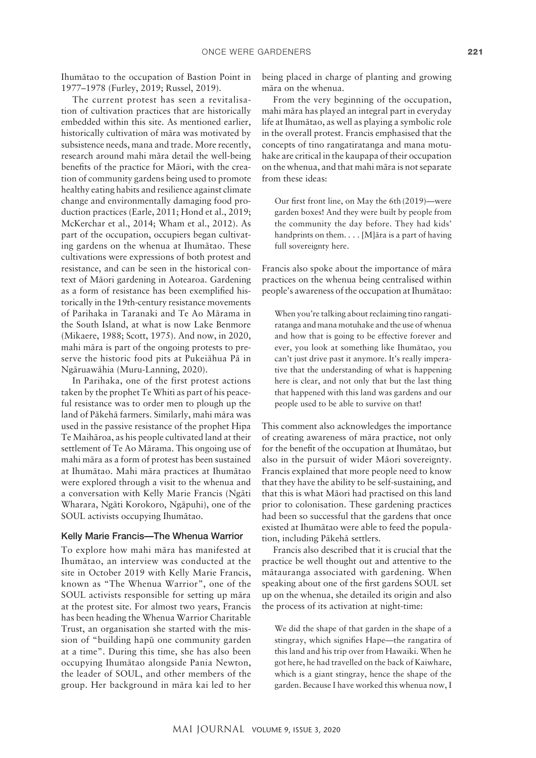Ihumātao to the occupation of Bastion Point in 1977–1978 (Furley, 2019; Russel, 2019).

The current protest has seen a revitalisation of cultivation practices that are historically embedded within this site. As mentioned earlier, historically cultivation of māra was motivated by subsistence needs, mana and trade. More recently, research around mahi māra detail the well-being benefits of the practice for Māori, with the creation of community gardens being used to promote healthy eating habits and resilience against climate change and environmentally damaging food production practices (Earle, 2011; Hond et al., 2019; McKerchar et al., 2014; Wham et al., 2012). As part of the occupation, occupiers began cultivating gardens on the whenua at Ihumātao. These cultivations were expressions of both protest and resistance, and can be seen in the historical context of Māori gardening in Aotearoa. Gardening as a form of resistance has been exemplified historically in the 19th-century resistance movements of Parihaka in Taranaki and Te Ao Mārama in the South Island, at what is now Lake Benmore (Mikaere, 1988; Scott, 1975). And now, in 2020, mahi māra is part of the ongoing protests to preserve the historic food pits at Pukeiāhua Pā in Ngāruawāhia (Muru-Lanning, 2020).

In Parihaka, one of the first protest actions taken by the prophet Te Whiti as part of his peaceful resistance was to order men to plough up the land of Pākehā farmers. Similarly, mahi māra was used in the passive resistance of the prophet Hipa Te Maihāroa, as his people cultivated land at their settlement of Te Ao Mārama. This ongoing use of mahi māra as a form of protest has been sustained at Ihumātao. Mahi māra practices at Ihumātao were explored through a visit to the whenua and a conversation with Kelly Marie Francis (Ngāti Wharara, Ngāti Korokoro, Ngāpuhi), one of the SOUL activists occupying Ihumātao.

### Kelly Marie Francis—The Whenua Warrior

To explore how mahi māra has manifested at Ihumātao, an interview was conducted at the site in October 2019 with Kelly Marie Francis, known as "The Whenua Warrior", one of the SOUL activists responsible for setting up māra at the protest site. For almost two years, Francis has been heading the Whenua Warrior Charitable Trust, an organisation she started with the mission of "building hapū one community garden at a time". During this time, she has also been occupying Ihumātao alongside Pania Newton, the leader of SOUL, and other members of the group. Her background in māra kai led to her being placed in charge of planting and growing māra on the whenua.

From the very beginning of the occupation, mahi māra has played an integral part in everyday life at Ihumātao, as well as playing a symbolic role in the overall protest. Francis emphasised that the concepts of tino rangatiratanga and mana motuhake are critical in the kaupapa of their occupation on the whenua, and that mahi māra is not separate from these ideas:

> Our first front line, on May the 6th (2019)—were garden boxes! And they were built by people from the community the day before. They had kids' handprints on them. . . . [M]āra is a part of having full sovereignty here.

Francis also spoke about the importance of māra practices on the whenua being centralised within people's awareness of the occupation at Ihumātao:

> When you're talking about reclaiming tino rangatiratanga and mana motuhake and the use of whenua and how that is going to be effective forever and ever, you look at something like Ihumātao, you can't just drive past it anymore. It's really imperative that the understanding of what is happening here is clear, and not only that but the last thing that happened with this land was gardens and our people used to be able to survive on that!

This comment also acknowledges the importance of creating awareness of māra practice, not only for the benefit of the occupation at Ihumātao, but also in the pursuit of wider Māori sovereignty. Francis explained that more people need to know that they have the ability to be self-sustaining, and that this is what Māori had practised on this land prior to colonisation. These gardening practices had been so successful that the gardens that once existed at Ihumātao were able to feed the population, including Pākehā settlers.

Francis also described that it is crucial that the practice be well thought out and attentive to the mātauranga associated with gardening. When speaking about one of the first gardens SOUL set up on the whenua, she detailed its origin and also the process of its activation at night-time:

> We did the shape of that garden in the shape of a stingray, which signifies Hape—the rangatira of this land and his trip over from Hawaiki. When he got here, he had travelled on the back of Kaiwhare, which is a giant stingray, hence the shape of the garden. Because I have worked this whenua now, I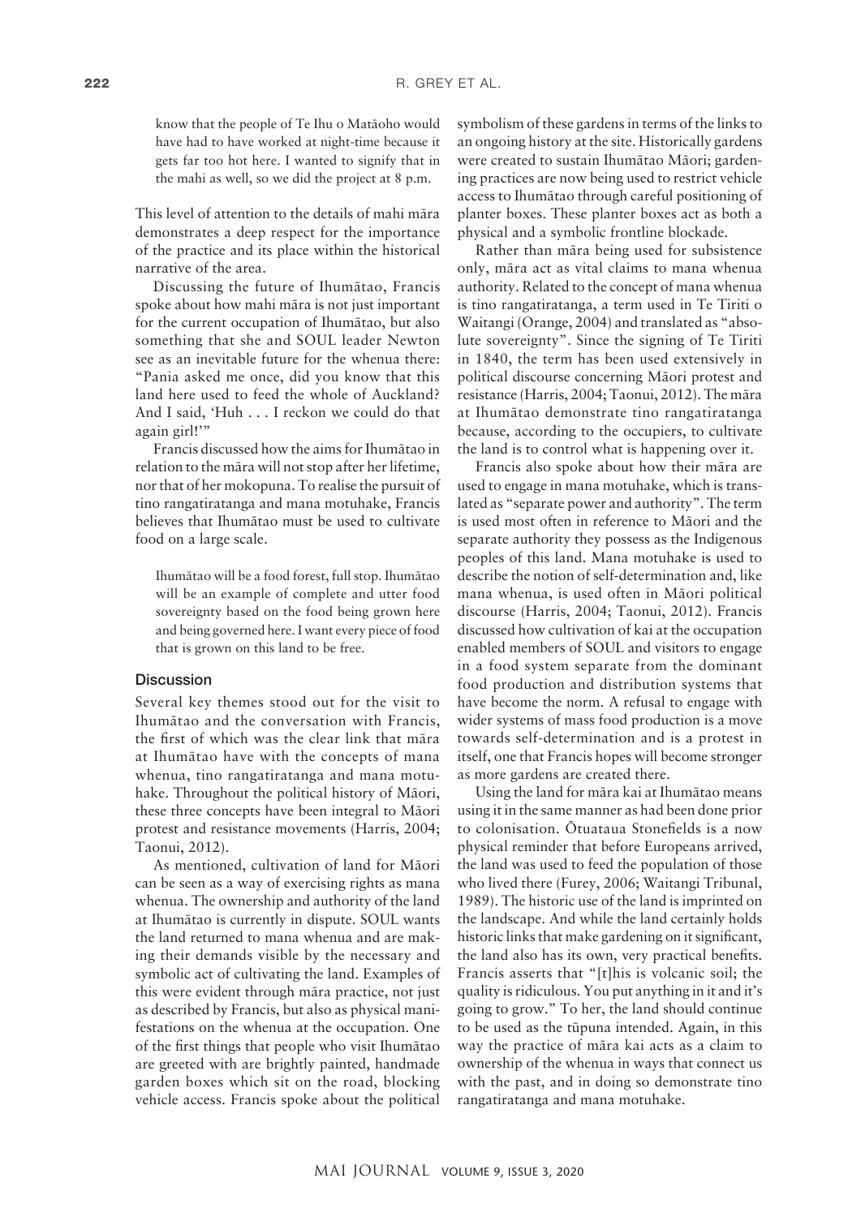> know that the people of Te Ihu o Matāoho would have had to have worked at night-time because it gets far too hot here. I wanted to signify that in the mahi as well, so we did the project at 8 p.m.

This level of attention to the details of mahi māra demonstrates a deep respect for the importance of the practice and its place within the historical narrative of the area.

Discussing the future of Ihumātao, Francis spoke about how mahi māra is not just important for the current occupation of Ihumātao, but also something that she and SOUL leader Newton see as an inevitable future for the whenua there: "Pania asked me once, did you know that this land here used to feed the whole of Auckland? And I said, 'Huh . . . I reckon we could do that again girl!'"

Francis discussed how the aims for Ihumātao in relation to the māra will not stop after her lifetime, nor that of her mokopuna. To realise the pursuit of tino rangatiratanga and mana motuhake, Francis believes that Ihumātao must be used to cultivate food on a large scale.

> Ihumātao will be a food forest, full stop. Ihumātao will be an example of complete and utter food sovereignty based on the food being grown here and being governed here. I want every piece of food that is grown on this land to be free.

## Discussion

Several key themes stood out for the visit to Ihumātao and the conversation with Francis, the first of which was the clear link that māra at Ihumātao have with the concepts of mana whenua, tino rangatiratanga and mana motuhake. Throughout the political history of Māori, these three concepts have been integral to Māori protest and resistance movements (Harris, 2004; Taonui, 2012).

As mentioned, cultivation of land for Māori can be seen as a way of exercising rights as mana whenua. The ownership and authority of the land at Ihumātao is currently in dispute. SOUL wants the land returned to mana whenua and are making their demands visible by the necessary and symbolic act of cultivating the land. Examples of this were evident through māra practice, not just as described by Francis, but also as physical manifestations on the whenua at the occupation. One of the first things that people who visit Ihumātao are greeted with are brightly painted, handmade garden boxes which sit on the road, blocking vehicle access. Francis spoke about the political symbolism of these gardens in terms of the links to an ongoing history at the site. Historically gardens were created to sustain Ihumātao Māori; gardening practices are now being used to restrict vehicle access to Ihumātao through careful positioning of planter boxes. These planter boxes act as both a physical and a symbolic frontline blockade.

Rather than māra being used for subsistence only, māra act as vital claims to mana whenua authority. Related to the concept of mana whenua is tino rangatiratanga, a term used in Te Tiriti o Waitangi (Orange, 2004) and translated as "absolute sovereignty". Since the signing of Te Tiriti in 1840, the term has been used extensively in political discourse concerning Māori protest and resistance (Harris, 2004; Taonui, 2012). The māra at Ihumātao demonstrate tino rangatiratanga because, according to the occupiers, to cultivate the land is to control what is happening over it.

Francis also spoke about how their māra are used to engage in mana motuhake, which is translated as "separate power and authority". The term is used most often in reference to Māori and the separate authority they possess as the Indigenous peoples of this land. Mana motuhake is used to describe the notion of self-determination and, like mana whenua, is used often in Māori political discourse (Harris, 2004; Taonui, 2012). Francis discussed how cultivation of kai at the occupation enabled members of SOUL and visitors to engage in a food system separate from the dominant food production and distribution systems that have become the norm. A refusal to engage with wider systems of mass food production is a move towards self-determination and is a protest in itself, one that Francis hopes will become stronger as more gardens are created there.

Using the land for māra kai at Ihumātao means using it in the same manner as had been done prior to colonisation. Ōtuataua Stonefields is a now physical reminder that before Europeans arrived, the land was used to feed the population of those who lived there (Furey, 2006; Waitangi Tribunal, 1989). The historic use of the land is imprinted on the landscape. And while the land certainly holds historic links that make gardening on it significant, the land also has its own, very practical benefits. Francis asserts that "[t]his is volcanic soil; the quality is ridiculous. You put anything in it and it's going to grow." To her, the land should continue to be used as the tūpuna intended. Again, in this way the practice of māra kai acts as a claim to ownership of the whenua in ways that connect us with the past, and in doing so demonstrate tino rangatiratanga and mana motuhake.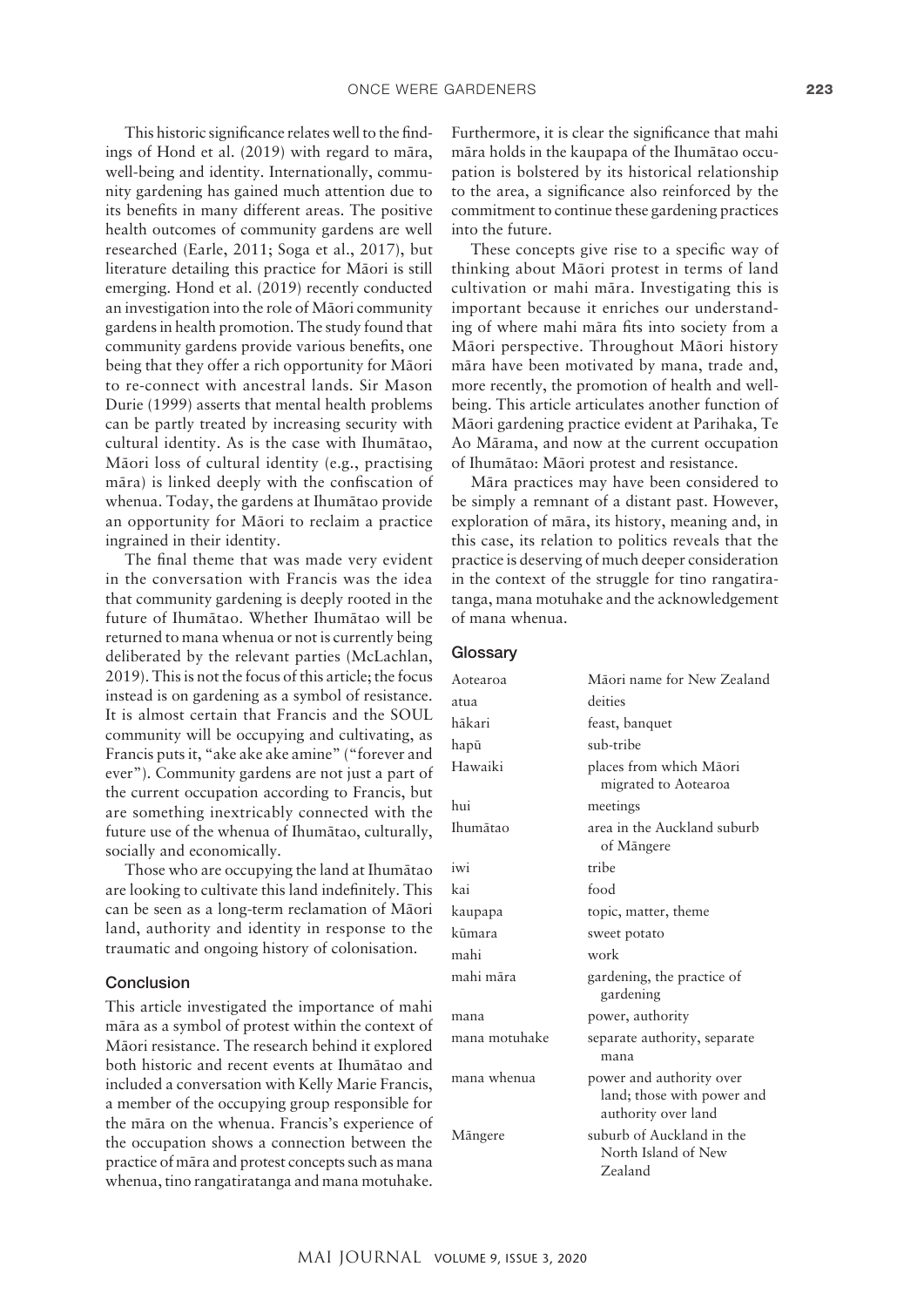This historic significance relates well to the findings of Hond et al. (2019) with regard to māra, well-being and identity. Internationally, community gardening has gained much attention due to its benefits in many different areas. The positive health outcomes of community gardens are well researched (Earle, 2011; Soga et al., 2017), but literature detailing this practice for Māori is still emerging. Hond et al. (2019) recently conducted an investigation into the role of Māori community gardens in health promotion. The study found that community gardens provide various benefits, one being that they offer a rich opportunity for Māori to re-connect with ancestral lands. Sir Mason Durie (1999) asserts that mental health problems can be partly treated by increasing security with cultural identity. As is the case with Ihumātao, Māori loss of cultural identity (e.g., practising māra) is linked deeply with the confiscation of whenua. Today, the gardens at Ihumātao provide an opportunity for Māori to reclaim a practice ingrained in their identity.

The final theme that was made very evident in the conversation with Francis was the idea that community gardening is deeply rooted in the future of Ihumātao. Whether Ihumātao will be returned to mana whenua or not is currently being deliberated by the relevant parties (McLachlan, 2019). This is not the focus of this article; the focus instead is on gardening as a symbol of resistance. It is almost certain that Francis and the SOUL community will be occupying and cultivating, as Francis puts it, "ake ake ake amine" ("forever and ever"). Community gardens are not just a part of the current occupation according to Francis, but are something inextricably connected with the future use of the whenua of Ihumātao, culturally, socially and economically.

Those who are occupying the land at Ihumātao are looking to cultivate this land indefinitely. This can be seen as a long-term reclamation of Māori land, authority and identity in response to the traumatic and ongoing history of colonisation.

## Conclusion

This article investigated the importance of mahi māra as a symbol of protest within the context of Māori resistance. The research behind it explored both historic and recent events at Ihumātao and included a conversation with Kelly Marie Francis, a member of the occupying group responsible for the māra on the whenua. Francis's experience of the occupation shows a connection between the practice of māra and protest concepts such as mana whenua, tino rangatiratanga and mana motuhake. Furthermore, it is clear the significance that mahi māra holds in the kaupapa of the Ihumātao occupation is bolstered by its historical relationship to the area, a significance also reinforced by the commitment to continue these gardening practices into the future.

These concepts give rise to a specific way of thinking about Māori protest in terms of land cultivation or mahi māra. Investigating this is important because it enriches our understanding of where mahi māra fits into society from a Māori perspective. Throughout Māori history māra have been motivated by mana, trade and, more recently, the promotion of health and well-being. This article articulates another function of Māori gardening practice evident at Parihaka, Te Ao Mārama, and now at the current occupation of Ihumātao: Māori protest and resistance.

Māra practices may have been considered to be simply a remnant of a distant past. However, exploration of māra, its history, meaning and, in this case, its relation to politics reveals that the practice is deserving of much deeper consideration in the context of the struggle for tino rangatiratanga, mana motuhake and the acknowledgement of mana whenua.

## Glossary

| | |
|---|---|
| Aotearoa | Māori name for New Zealand |
| atua | deities |
| hākari | feast, banquet |
| hapū | sub-tribe |
| Hawaiki | places from which Māori migrated to Aotearoa |
| hui | meetings |
| Ihumātao | area in the Auckland suburb of Māngere |
| iwi | tribe |
| kai | food |
| kaupapa | topic, matter, theme |
| kūmara | sweet potato |
| mahi | work |
| mahi māra | gardening, the practice of gardening |
| mana | power, authority |
| mana motuhake | separate authority, separate mana |
| mana whenua | power and authority over land; those with power and authority over land |
| Māngere | suburb of Auckland in the North Island of New Zealand |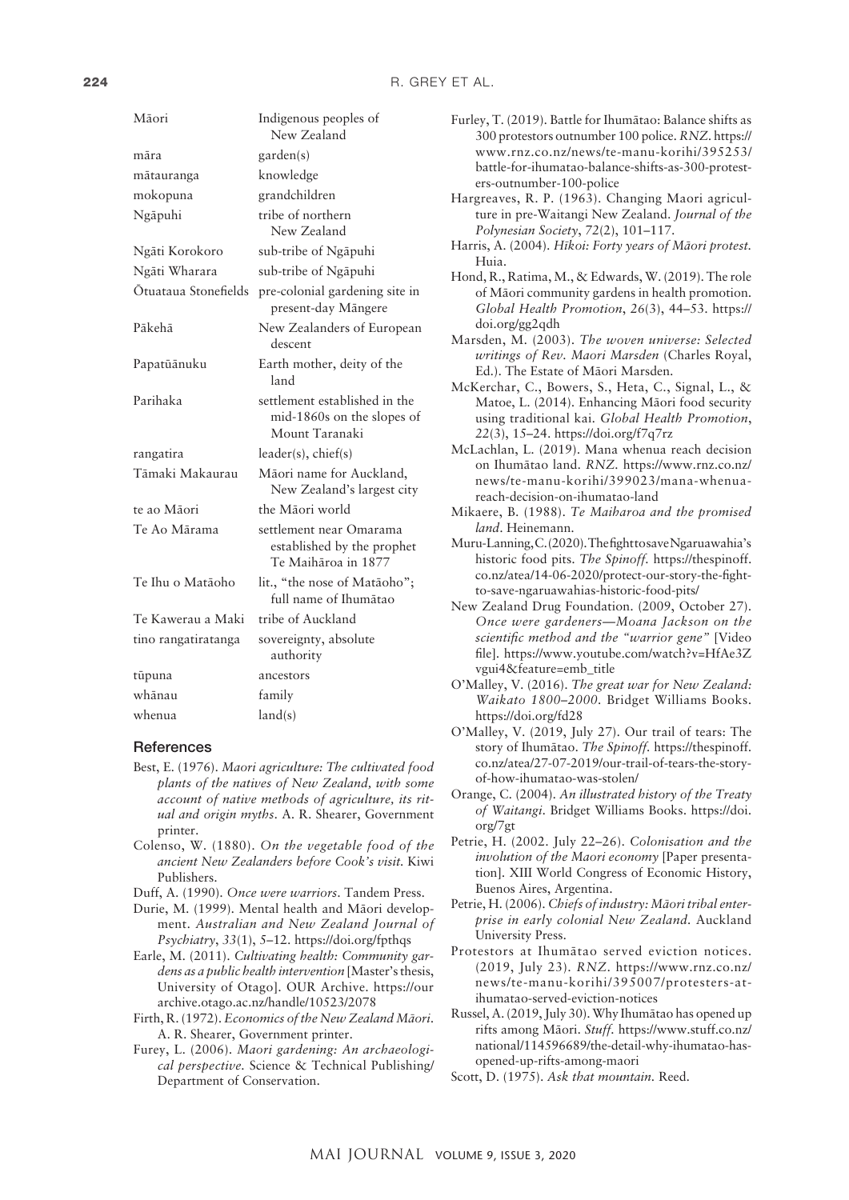| | |
|---|---|
| Māori | Indigenous peoples of New Zealand |
| māra | garden(s) |
| mātauranga | knowledge |
| mokopuna | grandchildren |
| Ngāpuhi | tribe of northern New Zealand |
| Ngāti Korokoro | sub-tribe of Ngāpuhi |
| Ngāti Wharara | sub-tribe of Ngāpuhi |
| Ōtuataua Stonefields | pre-colonial gardening site in present-day Māngere |
| Pākehā | New Zealanders of European descent |
| Papatūānuku | Earth mother, deity of the land |
| Parihaka | settlement established in the mid-1860s on the slopes of Mount Taranaki |
| rangatira | leader(s), chief(s) |
| Tāmaki Makaurau | Māori name for Auckland, New Zealand's largest city |
| te ao Māori | the Māori world |
| Te Ao Mārama | settlement near Omarama established by the prophet Te Maihāroa in 1877 |
| Te Ihu o Matāoho | lit., "the nose of Matāoho"; full name of Ihumātao |
| Te Kawerau a Maki | tribe of Auckland |
| tino rangatiratanga | sovereignty, absolute authority |
| tūpuna | ancestors |
| whānau | family |
| whenua | land(s) |

## References

Best, E. (1976). *Maori agriculture: The cultivated food plants of the natives of New Zealand, with some account of native methods of agriculture, its ritual and origin myths*. A. R. Shearer, Government printer.

Colenso, W. (1880). *On the vegetable food of the ancient New Zealanders before Cook's visit.* Kiwi Publishers.

Duff, A. (1990). *Once were warriors*. Tandem Press.

Durie, M. (1999). Mental health and Māori development. *Australian and New Zealand Journal of Psychiatry*, *33*(1), 5–12. https://doi.org/fpthqs

Earle, M. (2011). *Cultivating health: Community gardens as a public health intervention* [Master's thesis, University of Otago]. OUR Archive. https://ourarchive.otago.ac.nz/handle/10523/2078

Firth, R. (1972). *Economics of the New Zealand Māori*. A. R. Shearer, Government printer.

Furey, L. (2006). *Maori gardening: An archaeological perspective*. Science & Technical Publishing/Department of Conservation.

Furley, T. (2019). Battle for Ihumātao: Balance shifts as 300 protestors outnumber 100 police. *RNZ*. https://www.rnz.co.nz/news/te-manu-korihi/395253/battle-for-ihumatao-balance-shifts-as-300-protesters-outnumber-100-police

Hargreaves, R. P. (1963). Changing Maori agriculture in pre-Waitangi New Zealand. *Journal of the Polynesian Society*, *72*(2), 101–117.

Harris, A. (2004). *Hīkoi: Forty years of Māori protest.* Huia.

Hond, R., Ratima, M., & Edwards, W. (2019). The role of Māori community gardens in health promotion. *Global Health Promotion*, *26*(3), 44–53. https://doi.org/gg2qdh

Marsden, M. (2003). *The woven universe: Selected writings of Rev. Maori Marsden* (Charles Royal, Ed.). The Estate of Māori Marsden.

McKerchar, C., Bowers, S., Heta, C., Signal, L., & Matoe, L. (2014). Enhancing Māori food security using traditional kai. *Global Health Promotion*, *22*(3), 15–24. https://doi.org/f7q7rz

McLachlan, L. (2019). Mana whenua reach decision on Ihumātao land. *RNZ*. https://www.rnz.co.nz/news/te-manu-korihi/399023/mana-whenua-reach-decision-on-ihumatao-land

Mikaere, B. (1988). *Te Maiharoa and the promised land*. Heinemann.

Muru-Lanning, C. (2020). The fight to save Ngaruawahia's historic food pits. *The Spinoff*. https://thespinoff.co.nz/atea/14-06-2020/protect-our-story-the-fight-to-save-ngaruawahias-historic-food-pits/

New Zealand Drug Foundation. (2009, October 27). *Once were gardeners—Moana Jackson on the scientific method and the "warrior gene"* [Video file]. https://www.youtube.com/watch?v=HfAe3Zvgui4&feature=emb_title

O'Malley, V. (2016). *The great war for New Zealand: Waikato 1800–2000*. Bridget Williams Books. https://doi.org/fd28

O'Malley, V. (2019, July 27). Our trail of tears: The story of Ihumātao. *The Spinoff*. https://thespinoff.co.nz/atea/27-07-2019/our-trail-of-tears-the-story-of-how-ihumatao-was-stolen/

Orange, C. (2004). *An illustrated history of the Treaty of Waitangi*. Bridget Williams Books. https://doi.org/7gt

Petrie, H. (2002. July 22–26). *Colonisation and the involution of the Maori economy* [Paper presentation]. XIII World Congress of Economic History, Buenos Aires, Argentina.

Petrie, H. (2006). *Chiefs of industry: Māori tribal enterprise in early colonial New Zealand*. Auckland University Press.

Protestors at Ihumātao served eviction notices. (2019, July 23). *RNZ*. https://www.rnz.co.nz/news/te-manu-korihi/395007/protesters-at-ihumatao-served-eviction-notices

Russel, A. (2019, July 30). Why Ihumātao has opened up rifts among Māori. *Stuff*. https://www.stuff.co.nz/national/114596689/the-detail-why-ihumatao-has-opened-up-rifts-among-maori

Scott, D. (1975). *Ask that mountain*. Reed.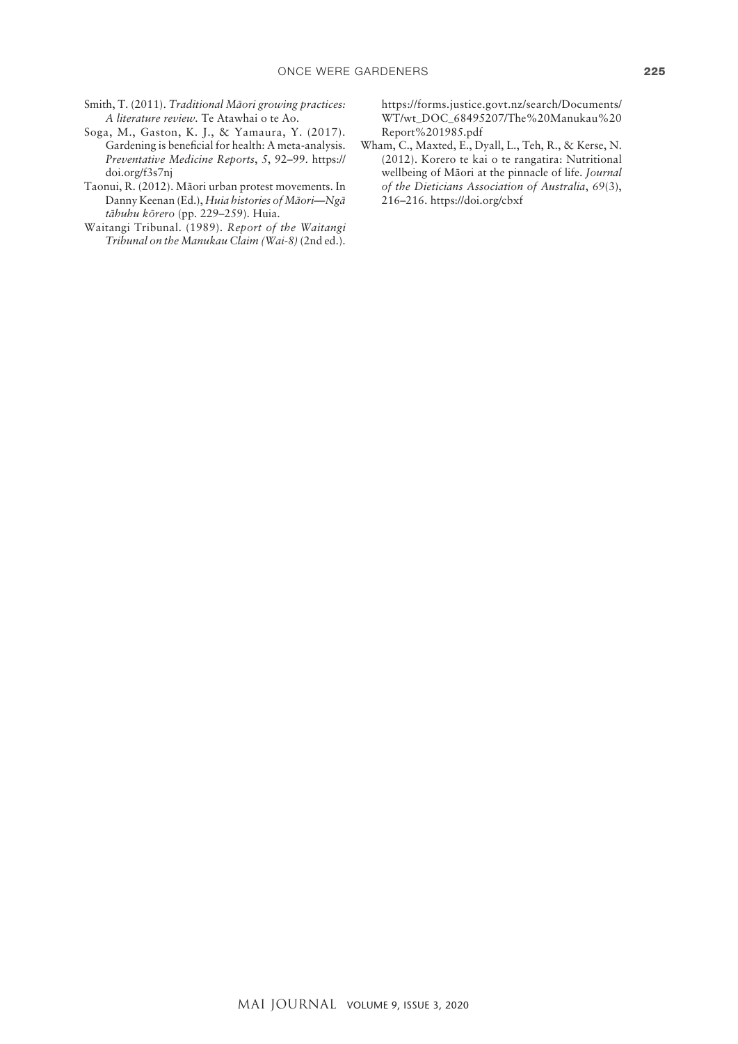Smith, T. (2011). *Traditional Māori growing practices: A literature review*. Te Atawhai o te Ao.

Soga, M., Gaston, K. J., & Yamaura, Y. (2017). Gardening is beneficial for health: A meta-analysis. *Preventative Medicine Reports*, *5*, 92–99. https://doi.org/f3s7nj

Taonui, R. (2012). Māori urban protest movements. In Danny Keenan (Ed.), *Huia histories of Māori—Ngā tāhuhu kōrero* (pp. 229–259). Huia.

Waitangi Tribunal. (1989). *Report of the Waitangi Tribunal on the Manukau Claim (Wai-8)* (2nd ed.). https://forms.justice.govt.nz/search/Documents/WT/wt_DOC_68495207/The%20Manukau%20Report%201985.pdf

Wham, C., Maxted, E., Dyall, L., Teh, R., & Kerse, N. (2012). Korero te kai o te rangatira: Nutritional wellbeing of Māori at the pinnacle of life. *Journal of the Dieticians Association of Australia*, *69*(3), 216–216. https://doi.org/cbxf